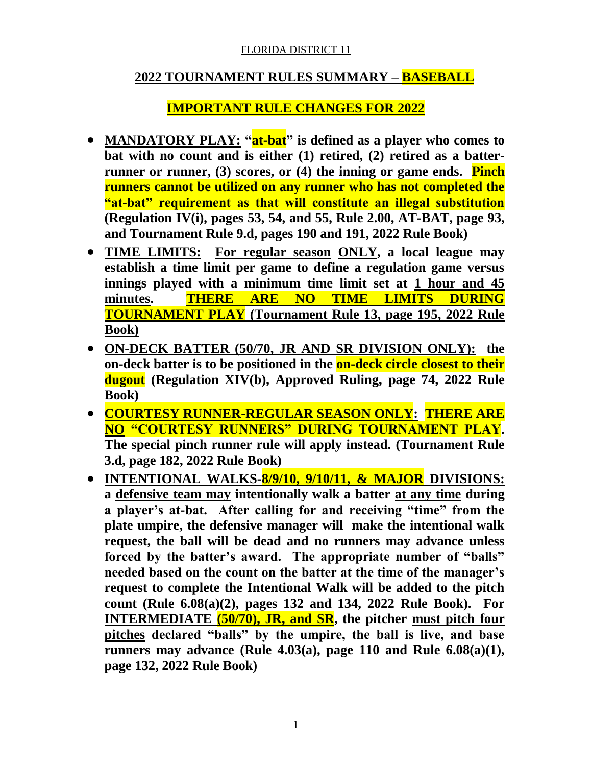FLORIDA DISTRICT 11

## 2022 TOURNAMENT RULES SUMMARY – BASEBALL

## IMPORTANT RULE CHANGES FOR 2022

- **MANDATORY PLAY: "at-bat" is defined as a player who comes to bat with no count and is either (1) retired, (2) retired as a batter-runner or runner, (3) scores, or (4) the inning or game ends. Pinch runners cannot be utilized on any runner who has not completed the "at-bat" requirement as that will constitute an illegal substitution (Regulation IV(i), pages 53, 54, and 55, Rule 2.00, AT-BAT, page 93, and Tournament Rule 9.d, pages 190 and 191, 2022 Rule Book)**
- **TIME LIMITS: For regular season ONLY, a local league may establish a time limit per game to define a regulation game versus innings played with a minimum time limit set at 1 hour and 45 minutes. THERE ARE NO TIME LIMITS DURING TOURNAMENT PLAY (Tournament Rule 13, page 195, 2022 Rule Book)**
- **ON-DECK BATTER (50/70, JR AND SR DIVISION ONLY): the on-deck batter is to be positioned in the on-deck circle closest to their dugout (Regulation XIV(b), Approved Ruling, page 74, 2022 Rule Book)**
- **COURTESY RUNNER-REGULAR SEASON ONLY: THERE ARE NO "COURTESY RUNNERS" DURING TOURNAMENT PLAY. The special pinch runner rule will apply instead. (Tournament Rule 3.d, page 182, 2022 Rule Book)**
- **INTENTIONAL WALKS-8/9/10, 9/10/11, & MAJOR DIVISIONS: a defensive team may intentionally walk a batter at any time during a player's at-bat. After calling for and receiving "time" from the plate umpire, the defensive manager will make the intentional walk request, the ball will be dead and no runners may advance unless forced by the batter's award. The appropriate number of "balls" needed based on the count on the batter at the time of the manager's request to complete the Intentional Walk will be added to the pitch count (Rule 6.08(a)(2), pages 132 and 134, 2022 Rule Book). For INTERMEDIATE (50/70), JR, and SR, the pitcher must pitch four pitches declared "balls" by the umpire, the ball is live, and base runners may advance (Rule 4.03(a), page 110 and Rule 6.08(a)(1), page 132, 2022 Rule Book)**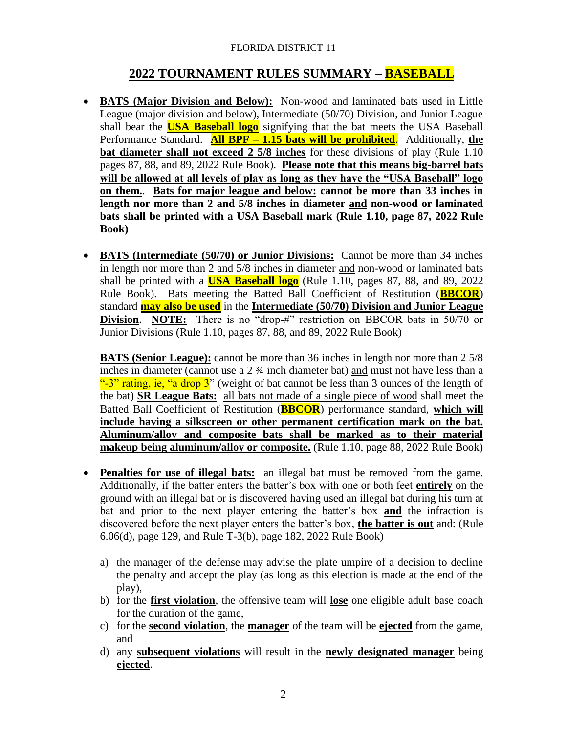FLORIDA DISTRICT 11

## 2022 TOURNAMENT RULES SUMMARY – BASEBALL

- **BATS (Major Division and Below):** Non-wood and laminated bats used in Little League (major division and below), Intermediate (50/70) Division, and Junior League shall bear the **USA Baseball logo** signifying that the bat meets the USA Baseball Performance Standard. **All BPF – 1.15 bats will be prohibited**. Additionally, **the bat diameter shall not exceed 2 5/8 inches** for these divisions of play (Rule 1.10 pages 87, 88, and 89, 2022 Rule Book). **Please note that this means big-barrel bats will be allowed at all levels of play as long as they have the "USA Baseball" logo on them.**. **Bats for major league and below: cannot be more than 33 inches in length nor more than 2 and 5/8 inches in diameter and non-wood or laminated bats shall be printed with a USA Baseball mark (Rule 1.10, page 87, 2022 Rule Book)**

- **BATS (Intermediate (50/70) or Junior Divisions):** Cannot be more than 34 inches in length nor more than 2 and 5/8 inches in diameter and non-wood or laminated bats shall be printed with a **USA Baseball logo** (Rule 1.10, pages 87, 88, and 89, 2022 Rule Book). Bats meeting the Batted Ball Coefficient of Restitution (**BBCOR**) standard **may also be used** in the **Intermediate (50/70) Division and Junior League Division**. **NOTE:** There is no "drop-#" restriction on BBCOR bats in 50/70 or Junior Divisions (Rule 1.10, pages 87, 88, and 89, 2022 Rule Book)

  **BATS (Senior League):** cannot be more than 36 inches in length nor more than 2 5/8 inches in diameter (cannot use a 2 ¾ inch diameter bat) and must not have less than a "-3" rating, ie, "a drop 3" (weight of bat cannot be less than 3 ounces of the length of the bat) **SR League Bats:** all bats not made of a single piece of wood shall meet the Batted Ball Coefficient of Restitution (**BBCOR**) performance standard, **which will include having a silkscreen or other permanent certification mark on the bat. Aluminum/alloy and composite bats shall be marked as to their material makeup being aluminum/alloy or composite.** (Rule 1.10, page 88, 2022 Rule Book)

- **Penalties for use of illegal bats:** an illegal bat must be removed from the game. Additionally, if the batter enters the batter's box with one or both feet **entirely** on the ground with an illegal bat or is discovered having used an illegal bat during his turn at bat and prior to the next player entering the batter's box **and** the infraction is discovered before the next player enters the batter's box, **the batter is out** and: (Rule 6.06(d), page 129, and Rule T-3(b), page 182, 2022 Rule Book)

  a) the manager of the defense may advise the plate umpire of a decision to decline the penalty and accept the play (as long as this election is made at the end of the play),
  b) for the **first violation**, the offensive team will **lose** one eligible adult base coach for the duration of the game,
  c) for the **second violation**, the **manager** of the team will be **ejected** from the game, and
  d) any **subsequent violations** will result in the **newly designated manager** being **ejected**.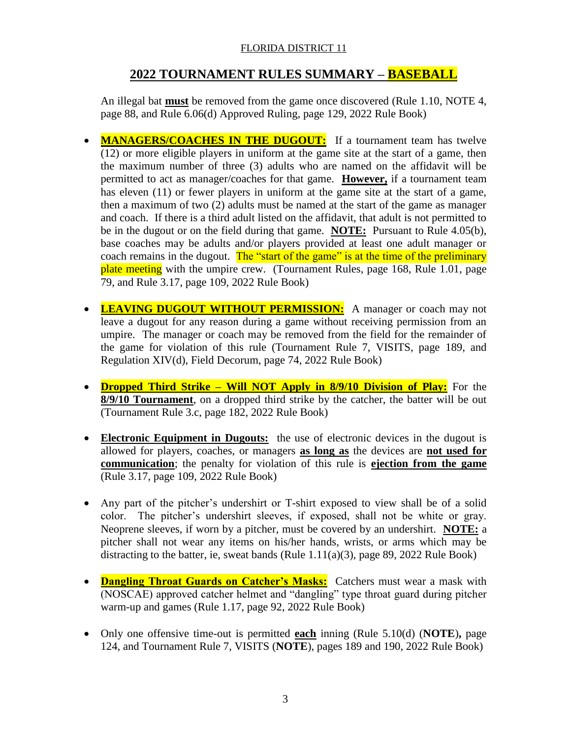FLORIDA DISTRICT 11

## 2022 TOURNAMENT RULES SUMMARY – BASEBALL

An illegal bat **must** be removed from the game once discovered (Rule 1.10, NOTE 4, page 88, and Rule 6.06(d) Approved Ruling, page 129, 2022 Rule Book)

- **MANAGERS/COACHES IN THE DUGOUT:** If a tournament team has twelve (12) or more eligible players in uniform at the game site at the start of a game, then the maximum number of three (3) adults who are named on the affidavit will be permitted to act as manager/coaches for that game. **However,** if a tournament team has eleven (11) or fewer players in uniform at the game site at the start of a game, then a maximum of two (2) adults must be named at the start of the game as manager and coach. If there is a third adult listed on the affidavit, that adult is not permitted to be in the dugout or on the field during that game. **NOTE:** Pursuant to Rule 4.05(b), base coaches may be adults and/or players provided at least one adult manager or coach remains in the dugout. The "start of the game" is at the time of the preliminary plate meeting with the umpire crew. (Tournament Rules, page 168, Rule 1.01, page 79, and Rule 3.17, page 109, 2022 Rule Book)

- **LEAVING DUGOUT WITHOUT PERMISSION:** A manager or coach may not leave a dugout for any reason during a game without receiving permission from an umpire. The manager or coach may be removed from the field for the remainder of the game for violation of this rule (Tournament Rule 7, VISITS, page 189, and Regulation XIV(d), Field Decorum, page 74, 2022 Rule Book)

- **Dropped Third Strike – Will NOT Apply in 8/9/10 Division of Play:** For the **8/9/10 Tournament**, on a dropped third strike by the catcher, the batter will be out (Tournament Rule 3.c, page 182, 2022 Rule Book)

- **Electronic Equipment in Dugouts:** the use of electronic devices in the dugout is allowed for players, coaches, or managers **as long as** the devices are **not used for communication**; the penalty for violation of this rule is **ejection from the game** (Rule 3.17, page 109, 2022 Rule Book)

- Any part of the pitcher's undershirt or T-shirt exposed to view shall be of a solid color. The pitcher's undershirt sleeves, if exposed, shall not be white or gray. Neoprene sleeves, if worn by a pitcher, must be covered by an undershirt. **NOTE:** a pitcher shall not wear any items on his/her hands, wrists, or arms which may be distracting to the batter, ie, sweat bands (Rule 1.11(a)(3), page 89, 2022 Rule Book)

- **Dangling Throat Guards on Catcher's Masks:** Catchers must wear a mask with (NOSCAE) approved catcher helmet and "dangling" type throat guard during pitcher warm-up and games (Rule 1.17, page 92, 2022 Rule Book)

- Only one offensive time-out is permitted **each** inning (Rule 5.10(d) (**NOTE**)**,** page 124, and Tournament Rule 7, VISITS (**NOTE**), pages 189 and 190, 2022 Rule Book)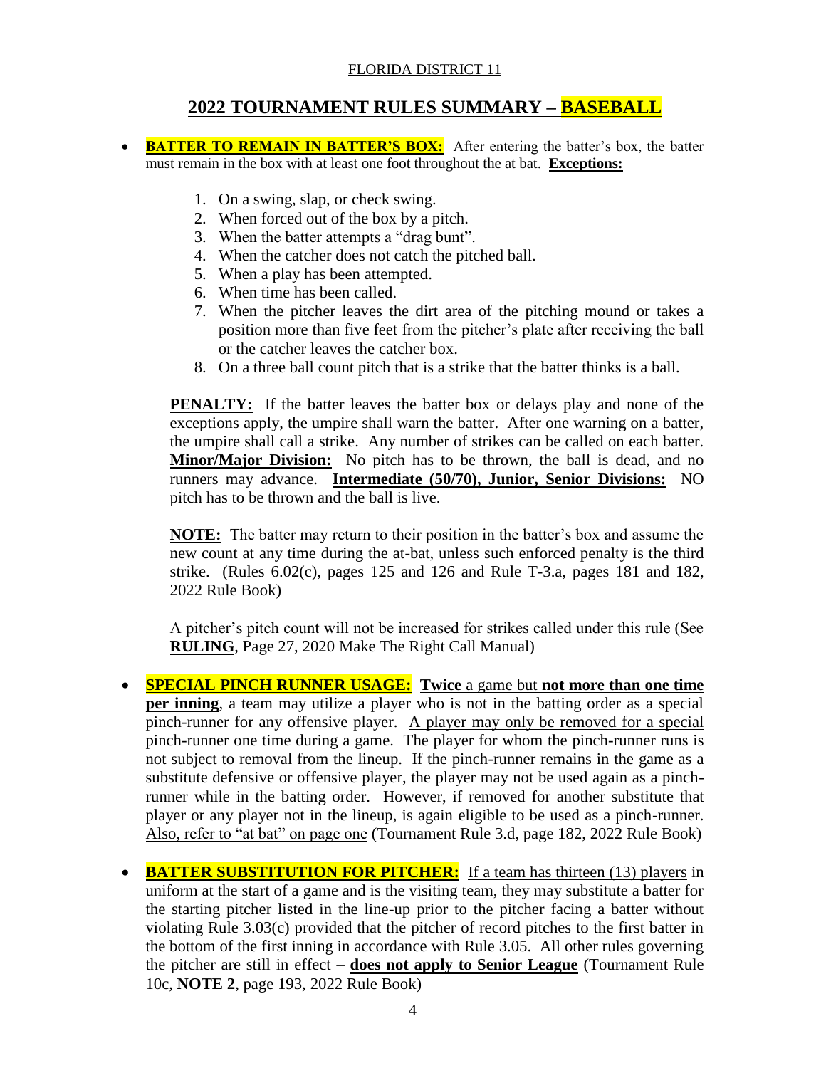FLORIDA DISTRICT 11

## 2022 TOURNAMENT RULES SUMMARY – BASEBALL

- **BATTER TO REMAIN IN BATTER'S BOX:** After entering the batter's box, the batter must remain in the box with at least one foot throughout the at bat. **Exceptions:**

  1. On a swing, slap, or check swing.
  2. When forced out of the box by a pitch.
  3. When the batter attempts a "drag bunt".
  4. When the catcher does not catch the pitched ball.
  5. When a play has been attempted.
  6. When time has been called.
  7. When the pitcher leaves the dirt area of the pitching mound or takes a position more than five feet from the pitcher's plate after receiving the ball or the catcher leaves the catcher box.
  8. On a three ball count pitch that is a strike that the batter thinks is a ball.

  **PENALTY:** If the batter leaves the batter box or delays play and none of the exceptions apply, the umpire shall warn the batter. After one warning on a batter, the umpire shall call a strike. Any number of strikes can be called on each batter. **Minor/Major Division:** No pitch has to be thrown, the ball is dead, and no runners may advance. **Intermediate (50/70), Junior, Senior Divisions:** NO pitch has to be thrown and the ball is live.

  **NOTE:** The batter may return to their position in the batter's box and assume the new count at any time during the at-bat, unless such enforced penalty is the third strike. (Rules 6.02(c), pages 125 and 126 and Rule T-3.a, pages 181 and 182, 2022 Rule Book)

  A pitcher's pitch count will not be increased for strikes called under this rule (See **RULING**, Page 27, 2020 Make The Right Call Manual)

- **SPECIAL PINCH RUNNER USAGE:** **Twice** a game but **not more than one time per inning**, a team may utilize a player who is not in the batting order as a special pinch-runner for any offensive player. A player may only be removed for a special pinch-runner one time during a game. The player for whom the pinch-runner runs is not subject to removal from the lineup. If the pinch-runner remains in the game as a substitute defensive or offensive player, the player may not be used again as a pinch-runner while in the batting order. However, if removed for another substitute that player or any player not in the lineup, is again eligible to be used as a pinch-runner. Also, refer to "at bat" on page one (Tournament Rule 3.d, page 182, 2022 Rule Book)

- **BATTER SUBSTITUTION FOR PITCHER:** If a team has thirteen (13) players in uniform at the start of a game and is the visiting team, they may substitute a batter for the starting pitcher listed in the line-up prior to the pitcher facing a batter without violating Rule 3.03(c) provided that the pitcher of record pitches to the first batter in the bottom of the first inning in accordance with Rule 3.05. All other rules governing the pitcher are still in effect – **does not apply to Senior League** (Tournament Rule 10c, **NOTE 2**, page 193, 2022 Rule Book)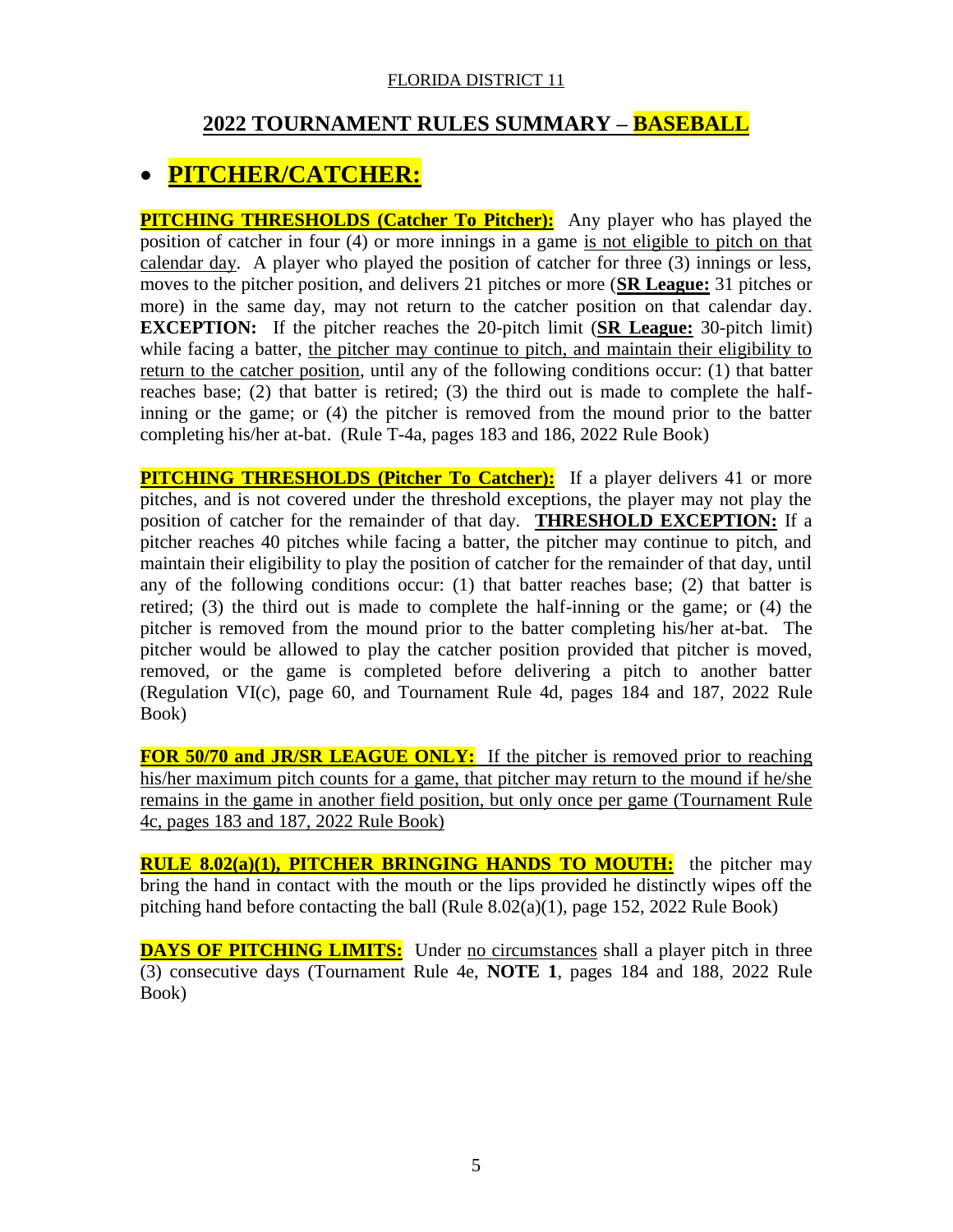FLORIDA DISTRICT 11

## 2022 TOURNAMENT RULES SUMMARY – BASEBALL

- # PITCHER/CATCHER:

**PITCHING THRESHOLDS (Catcher To Pitcher):** Any player who has played the position of catcher in four (4) or more innings in a game is not eligible to pitch on that calendar day. A player who played the position of catcher for three (3) innings or less, moves to the pitcher position, and delivers 21 pitches or more (**SR League:** 31 pitches or more) in the same day, may not return to the catcher position on that calendar day. **EXCEPTION:** If the pitcher reaches the 20-pitch limit (**SR League:** 30-pitch limit) while facing a batter, the pitcher may continue to pitch, and maintain their eligibility to return to the catcher position, until any of the following conditions occur: (1) that batter reaches base; (2) that batter is retired; (3) the third out is made to complete the half-inning or the game; or (4) the pitcher is removed from the mound prior to the batter completing his/her at-bat. (Rule T-4a, pages 183 and 186, 2022 Rule Book)

**PITCHING THRESHOLDS (Pitcher To Catcher):** If a player delivers 41 or more pitches, and is not covered under the threshold exceptions, the player may not play the position of catcher for the remainder of that day. **THRESHOLD EXCEPTION:** If a pitcher reaches 40 pitches while facing a batter, the pitcher may continue to pitch, and maintain their eligibility to play the position of catcher for the remainder of that day, until any of the following conditions occur: (1) that batter reaches base; (2) that batter is retired; (3) the third out is made to complete the half-inning or the game; or (4) the pitcher is removed from the mound prior to the batter completing his/her at-bat. The pitcher would be allowed to play the catcher position provided that pitcher is moved, removed, or the game is completed before delivering a pitch to another batter (Regulation VI(c), page 60, and Tournament Rule 4d, pages 184 and 187, 2022 Rule Book)

**FOR 50/70 and JR/SR LEAGUE ONLY:** If the pitcher is removed prior to reaching his/her maximum pitch counts for a game, that pitcher may return to the mound if he/she remains in the game in another field position, but only once per game (Tournament Rule 4c, pages 183 and 187, 2022 Rule Book)

**RULE 8.02(a)(1), PITCHER BRINGING HANDS TO MOUTH:** the pitcher may bring the hand in contact with the mouth or the lips provided he distinctly wipes off the pitching hand before contacting the ball (Rule 8.02(a)(1), page 152, 2022 Rule Book)

**DAYS OF PITCHING LIMITS:** Under no circumstances shall a player pitch in three (3) consecutive days (Tournament Rule 4e, **NOTE 1**, pages 184 and 188, 2022 Rule Book)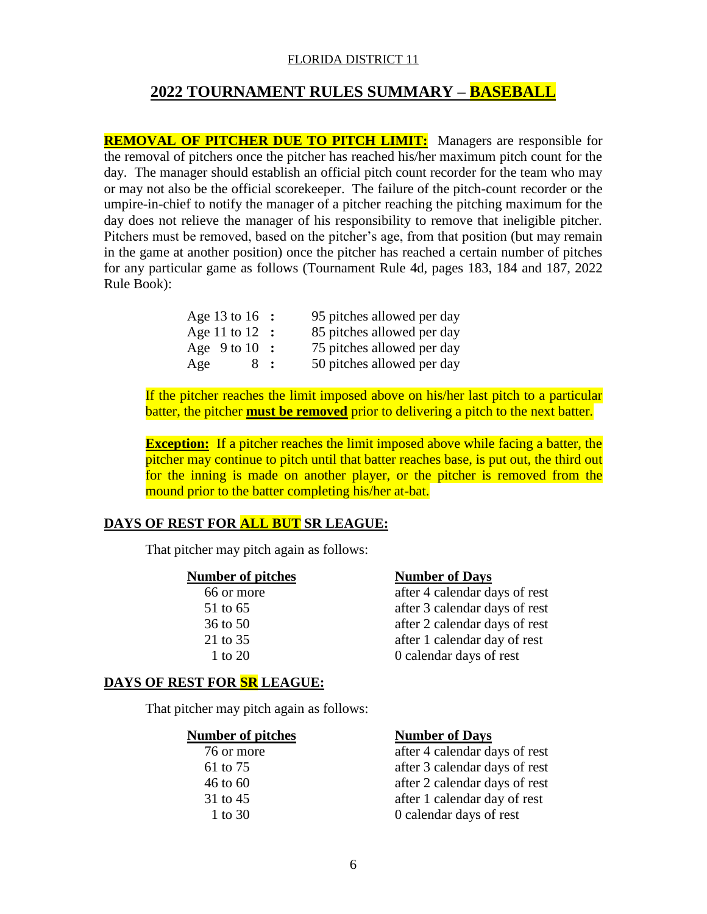FLORIDA DISTRICT 11

## 2022 TOURNAMENT RULES SUMMARY – BASEBALL

**REMOVAL OF PITCHER DUE TO PITCH LIMIT:** Managers are responsible for the removal of pitchers once the pitcher has reached his/her maximum pitch count for the day. The manager should establish an official pitch count recorder for the team who may or may not also be the official scorekeeper. The failure of the pitch-count recorder or the umpire-in-chief to notify the manager of a pitcher reaching the pitching maximum for the day does not relieve the manager of his responsibility to remove that ineligible pitcher. Pitchers must be removed, based on the pitcher's age, from that position (but may remain in the game at another position) once the pitcher has reached a certain number of pitches for any particular game as follows (Tournament Rule 4d, pages 183, 184 and 187, 2022 Rule Book):

| Age | Pitches |
| --- | --- |
| Age 13 to 16 : | 95 pitches allowed per day |
| Age 11 to 12 : | 85 pitches allowed per day |
| Age 9 to 10 : | 75 pitches allowed per day |
| Age 8 : | 50 pitches allowed per day |

If the pitcher reaches the limit imposed above on his/her last pitch to a particular batter, the pitcher **must be removed** prior to delivering a pitch to the next batter.

**Exception:** If a pitcher reaches the limit imposed above while facing a batter, the pitcher may continue to pitch until that batter reaches base, is put out, the third out for the inning is made on another player, or the pitcher is removed from the mound prior to the batter completing his/her at-bat.

### DAYS OF REST FOR ALL BUT SR LEAGUE:

That pitcher may pitch again as follows:

| Number of pitches | Number of Days |
| --- | --- |
| 66 or more | after 4 calendar days of rest |
| 51 to 65 | after 3 calendar days of rest |
| 36 to 50 | after 2 calendar days of rest |
| 21 to 35 | after 1 calendar day of rest |
| 1 to 20 | 0 calendar days of rest |

### DAYS OF REST FOR SR LEAGUE:

That pitcher may pitch again as follows:

| Number of pitches | Number of Days |
| --- | --- |
| 76 or more | after 4 calendar days of rest |
| 61 to 75 | after 3 calendar days of rest |
| 46 to 60 | after 2 calendar days of rest |
| 31 to 45 | after 1 calendar day of rest |
| 1 to 30 | 0 calendar days of rest |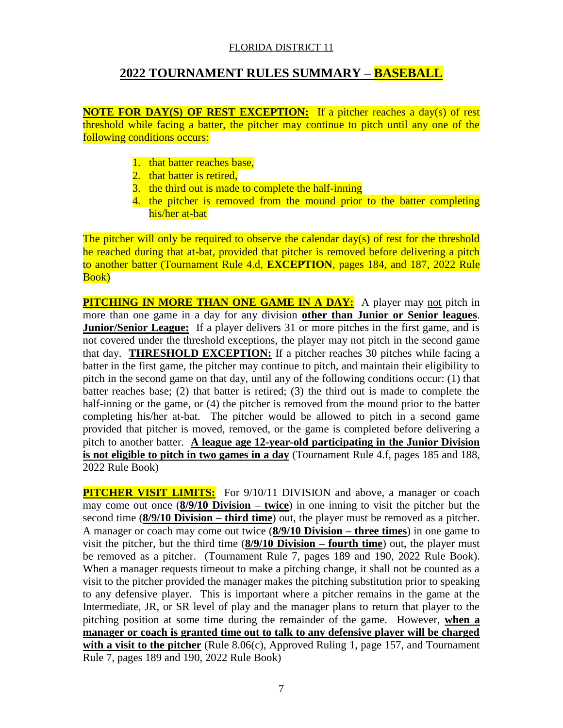FLORIDA DISTRICT 11

## 2022 TOURNAMENT RULES SUMMARY – BASEBALL

**NOTE FOR DAY(S) OF REST EXCEPTION:** If a pitcher reaches a day(s) of rest threshold while facing a batter, the pitcher may continue to pitch until any one of the following conditions occurs:

1. that batter reaches base,
2. that batter is retired,
3. the third out is made to complete the half-inning
4. the pitcher is removed from the mound prior to the batter completing his/her at-bat

The pitcher will only be required to observe the calendar day(s) of rest for the threshold he reached during that at-bat, provided that pitcher is removed before delivering a pitch to another batter (Tournament Rule 4.d, **EXCEPTION**, pages 184, and 187, 2022 Rule Book)

**PITCHING IN MORE THAN ONE GAME IN A DAY:** A player may not pitch in more than one game in a day for any division **other than Junior or Senior leagues**. **Junior/Senior League:** If a player delivers 31 or more pitches in the first game, and is not covered under the threshold exceptions, the player may not pitch in the second game that day. **THRESHOLD EXCEPTION:** If a pitcher reaches 30 pitches while facing a batter in the first game, the pitcher may continue to pitch, and maintain their eligibility to pitch in the second game on that day, until any of the following conditions occur: (1) that batter reaches base; (2) that batter is retired; (3) the third out is made to complete the half-inning or the game, or (4) the pitcher is removed from the mound prior to the batter completing his/her at-bat. The pitcher would be allowed to pitch in a second game provided that pitcher is moved, removed, or the game is completed before delivering a pitch to another batter. **A league age 12-year-old participating in the Junior Division is not eligible to pitch in two games in a day** (Tournament Rule 4.f, pages 185 and 188, 2022 Rule Book)

**PITCHER VISIT LIMITS:** For 9/10/11 DIVISION and above, a manager or coach may come out once (**8/9/10 Division – twice**) in one inning to visit the pitcher but the second time (**8/9/10 Division – third time**) out, the player must be removed as a pitcher. A manager or coach may come out twice (**8/9/10 Division – three times**) in one game to visit the pitcher, but the third time (**8/9/10 Division – fourth time**) out, the player must be removed as a pitcher. (Tournament Rule 7, pages 189 and 190, 2022 Rule Book). When a manager requests timeout to make a pitching change, it shall not be counted as a visit to the pitcher provided the manager makes the pitching substitution prior to speaking to any defensive player. This is important where a pitcher remains in the game at the Intermediate, JR, or SR level of play and the manager plans to return that player to the pitching position at some time during the remainder of the game. However, **when a manager or coach is granted time out to talk to any defensive player will be charged with a visit to the pitcher** (Rule 8.06(c), Approved Ruling 1, page 157, and Tournament Rule 7, pages 189 and 190, 2022 Rule Book)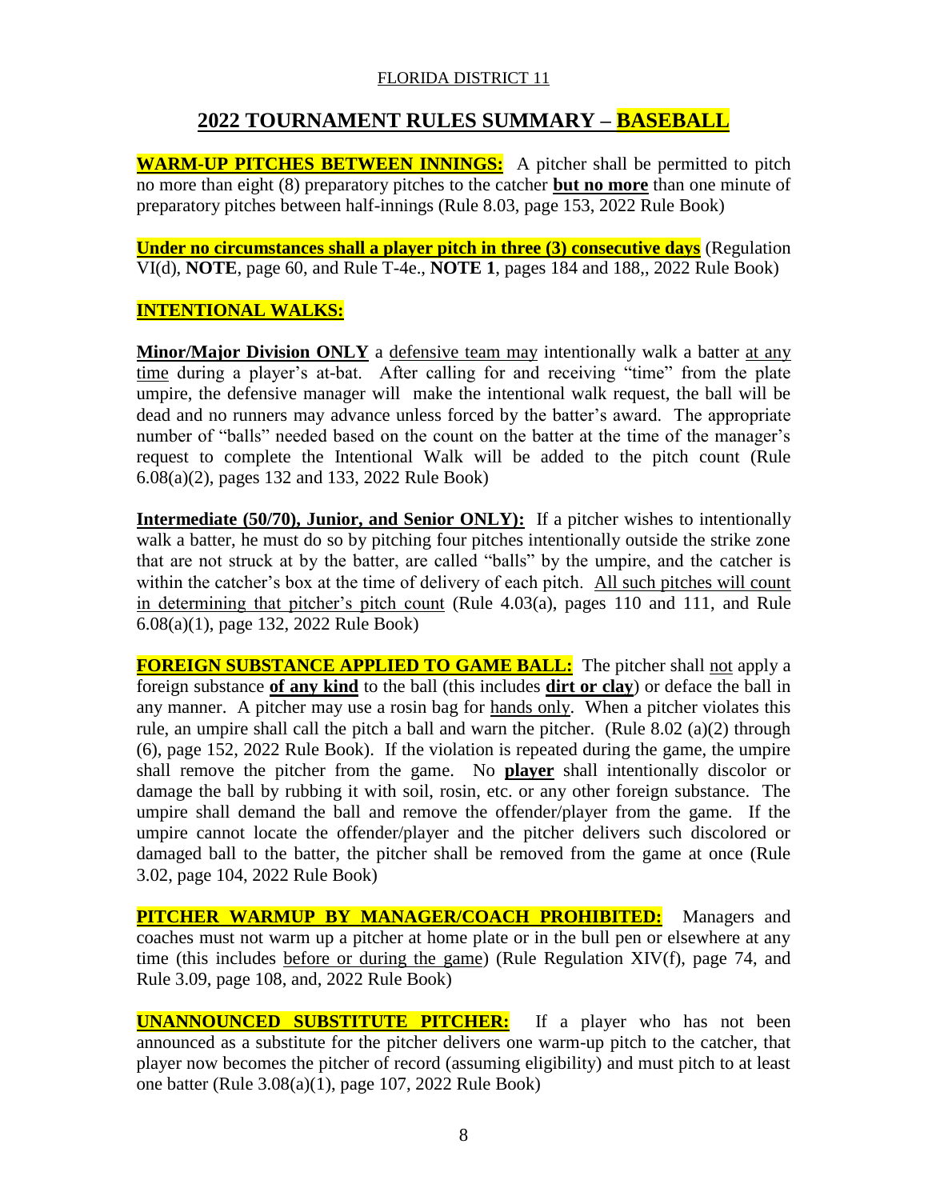FLORIDA DISTRICT 11

## 2022 TOURNAMENT RULES SUMMARY – BASEBALL

**WARM-UP PITCHES BETWEEN INNINGS:** A pitcher shall be permitted to pitch no more than eight (8) preparatory pitches to the catcher **but no more** than one minute of preparatory pitches between half-innings (Rule 8.03, page 153, 2022 Rule Book)

**Under no circumstances shall a player pitch in three (3) consecutive days** (Regulation VI(d), **NOTE**, page 60, and Rule T-4e., **NOTE 1**, pages 184 and 188,, 2022 Rule Book)

**INTENTIONAL WALKS:**

**Minor/Major Division ONLY** a defensive team may intentionally walk a batter at any time during a player's at-bat. After calling for and receiving "time" from the plate umpire, the defensive manager will make the intentional walk request, the ball will be dead and no runners may advance unless forced by the batter's award. The appropriate number of "balls" needed based on the count on the batter at the time of the manager's request to complete the Intentional Walk will be added to the pitch count (Rule 6.08(a)(2), pages 132 and 133, 2022 Rule Book)

**Intermediate (50/70), Junior, and Senior ONLY):** If a pitcher wishes to intentionally walk a batter, he must do so by pitching four pitches intentionally outside the strike zone that are not struck at by the batter, are called "balls" by the umpire, and the catcher is within the catcher's box at the time of delivery of each pitch. All such pitches will count in determining that pitcher's pitch count (Rule 4.03(a), pages 110 and 111, and Rule 6.08(a)(1), page 132, 2022 Rule Book)

**FOREIGN SUBSTANCE APPLIED TO GAME BALL:** The pitcher shall not apply a foreign substance **of any kind** to the ball (this includes **dirt or clay**) or deface the ball in any manner. A pitcher may use a rosin bag for hands only. When a pitcher violates this rule, an umpire shall call the pitch a ball and warn the pitcher. (Rule 8.02 (a)(2) through (6), page 152, 2022 Rule Book). If the violation is repeated during the game, the umpire shall remove the pitcher from the game. No **player** shall intentionally discolor or damage the ball by rubbing it with soil, rosin, etc. or any other foreign substance. The umpire shall demand the ball and remove the offender/player from the game. If the umpire cannot locate the offender/player and the pitcher delivers such discolored or damaged ball to the batter, the pitcher shall be removed from the game at once (Rule 3.02, page 104, 2022 Rule Book)

**PITCHER WARMUP BY MANAGER/COACH PROHIBITED:** Managers and coaches must not warm up a pitcher at home plate or in the bull pen or elsewhere at any time (this includes before or during the game) (Rule Regulation XIV(f), page 74, and Rule 3.09, page 108, and, 2022 Rule Book)

**UNANNOUNCED SUBSTITUTE PITCHER:** If a player who has not been announced as a substitute for the pitcher delivers one warm-up pitch to the catcher, that player now becomes the pitcher of record (assuming eligibility) and must pitch to at least one batter (Rule 3.08(a)(1), page 107, 2022 Rule Book)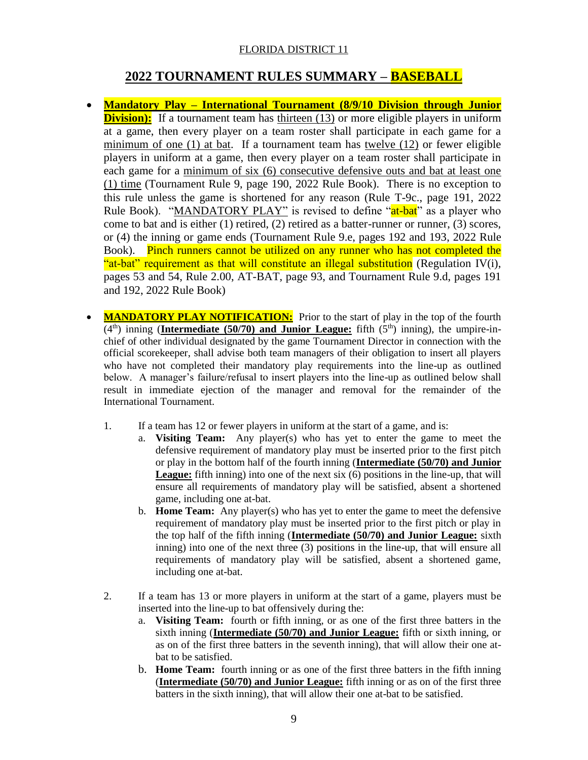FLORIDA DISTRICT 11

## 2022 TOURNAMENT RULES SUMMARY – BASEBALL

- **Mandatory Play – International Tournament (8/9/10 Division through Junior Division):** If a tournament team has thirteen (13) or more eligible players in uniform at a game, then every player on a team roster shall participate in each game for a minimum of one (1) at bat. If a tournament team has twelve (12) or fewer eligible players in uniform at a game, then every player on a team roster shall participate in each game for a minimum of six (6) consecutive defensive outs and bat at least one (1) time (Tournament Rule 9, page 190, 2022 Rule Book). There is no exception to this rule unless the game is shortened for any reason (Rule T-9c., page 191, 2022 Rule Book). "MANDATORY PLAY" is revised to define "at-bat" as a player who come to bat and is either (1) retired, (2) retired as a batter-runner or runner, (3) scores, or (4) the inning or game ends (Tournament Rule 9.e, pages 192 and 193, 2022 Rule Book). Pinch runners cannot be utilized on any runner who has not completed the "at-bat" requirement as that will constitute an illegal substitution (Regulation IV(i), pages 53 and 54, Rule 2.00, AT-BAT, page 93, and Tournament Rule 9.d, pages 191 and 192, 2022 Rule Book)

- **MANDATORY PLAY NOTIFICATION:** Prior to the start of play in the top of the fourth (4th) inning (**Intermediate (50/70) and Junior League:** fifth (5th) inning), the umpire-in-chief of other individual designated by the game Tournament Director in connection with the official scorekeeper, shall advise both team managers of their obligation to insert all players who have not completed their mandatory play requirements into the line-up as outlined below. A manager's failure/refusal to insert players into the line-up as outlined below shall result in immediate ejection of the manager and removal for the remainder of the International Tournament.

  1. If a team has 12 or fewer players in uniform at the start of a game, and is:
     a. **Visiting Team:** Any player(s) who has yet to enter the game to meet the defensive requirement of mandatory play must be inserted prior to the first pitch or play in the bottom half of the fourth inning (**Intermediate (50/70) and Junior League:** fifth inning) into one of the next six (6) positions in the line-up, that will ensure all requirements of mandatory play will be satisfied, absent a shortened game, including one at-bat.
     b. **Home Team:** Any player(s) who has yet to enter the game to meet the defensive requirement of mandatory play must be inserted prior to the first pitch or play in the top half of the fifth inning (**Intermediate (50/70) and Junior League:** sixth inning) into one of the next three (3) positions in the line-up, that will ensure all requirements of mandatory play will be satisfied, absent a shortened game, including one at-bat.

  2. If a team has 13 or more players in uniform at the start of a game, players must be inserted into the line-up to bat offensively during the:
     a. **Visiting Team:** fourth or fifth inning, or as one of the first three batters in the sixth inning (**Intermediate (50/70) and Junior League:** fifth or sixth inning, or as on of the first three batters in the seventh inning), that will allow their one at-bat to be satisfied.
     b. **Home Team:** fourth inning or as one of the first three batters in the fifth inning (**Intermediate (50/70) and Junior League:** fifth inning or as on of the first three batters in the sixth inning), that will allow their one at-bat to be satisfied.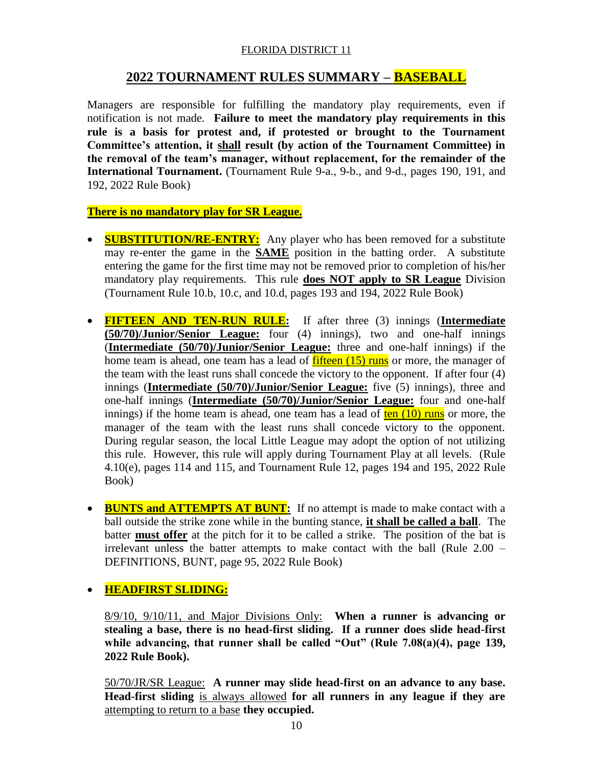FLORIDA DISTRICT 11

## 2022 TOURNAMENT RULES SUMMARY – BASEBALL

Managers are responsible for fulfilling the mandatory play requirements, even if notification is not made. **Failure to meet the mandatory play requirements in this rule is a basis for protest and, if protested or brought to the Tournament Committee's attention, it shall result (by action of the Tournament Committee) in the removal of the team's manager, without replacement, for the remainder of the International Tournament.** (Tournament Rule 9-a., 9-b., and 9-d., pages 190, 191, and 192, 2022 Rule Book)

**There is no mandatory play for SR League.**

- **SUBSTITUTION/RE-ENTRY:** Any player who has been removed for a substitute may re-enter the game in the **SAME** position in the batting order. A substitute entering the game for the first time may not be removed prior to completion of his/her mandatory play requirements. This rule **does NOT apply to SR League** Division (Tournament Rule 10.b, 10.c, and 10.d, pages 193 and 194, 2022 Rule Book)

- **FIFTEEN AND TEN-RUN RULE:** If after three (3) innings (**Intermediate (50/70)/Junior/Senior League:** four (4) innings), two and one-half innings (**Intermediate (50/70)/Junior/Senior League:** three and one-half innings) if the home team is ahead, one team has a lead of fifteen (15) runs or more, the manager of the team with the least runs shall concede the victory to the opponent. If after four (4) innings (**Intermediate (50/70)/Junior/Senior League:** five (5) innings), three and one-half innings (**Intermediate (50/70)/Junior/Senior League:** four and one-half innings) if the home team is ahead, one team has a lead of ten (10) runs or more, the manager of the team with the least runs shall concede victory to the opponent. During regular season, the local Little League may adopt the option of not utilizing this rule. However, this rule will apply during Tournament Play at all levels. (Rule 4.10(e), pages 114 and 115, and Tournament Rule 12, pages 194 and 195, 2022 Rule Book)

- **BUNTS and ATTEMPTS AT BUNT:** If no attempt is made to make contact with a ball outside the strike zone while in the bunting stance, **it shall be called a ball**. The batter **must offer** at the pitch for it to be called a strike. The position of the bat is irrelevant unless the batter attempts to make contact with the ball (Rule 2.00 – DEFINITIONS, BUNT, page 95, 2022 Rule Book)

- **HEADFIRST SLIDING:**

  8/9/10, 9/10/11, and Major Divisions Only: **When a runner is advancing or stealing a base, there is no head-first sliding. If a runner does slide head-first while advancing, that runner shall be called "Out" (Rule 7.08(a)(4), page 139, 2022 Rule Book).**

  50/70/JR/SR League: **A runner may slide head-first on an advance to any base. Head-first sliding** is always allowed **for all runners in any league if they are** attempting to return to a base **they occupied.**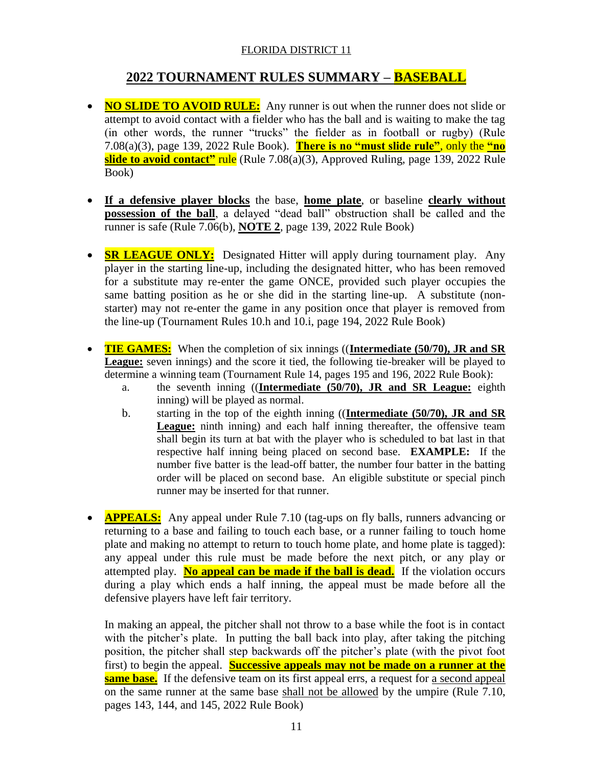FLORIDA DISTRICT 11

## 2022 TOURNAMENT RULES SUMMARY – BASEBALL

- **NO SLIDE TO AVOID RULE:** Any runner is out when the runner does not slide or attempt to avoid contact with a fielder who has the ball and is waiting to make the tag (in other words, the runner "trucks" the fielder as in football or rugby) (Rule 7.08(a)(3), page 139, 2022 Rule Book). **There is no "must slide rule"**, only the **"no slide to avoid contact"** rule (Rule 7.08(a)(3), Approved Ruling, page 139, 2022 Rule Book)

- **If a defensive player blocks** the base, **home plate**, or baseline **clearly without possession of the ball**, a delayed "dead ball" obstruction shall be called and the runner is safe (Rule 7.06(b), **NOTE 2**, page 139, 2022 Rule Book)

- **SR LEAGUE ONLY:** Designated Hitter will apply during tournament play. Any player in the starting line-up, including the designated hitter, who has been removed for a substitute may re-enter the game ONCE, provided such player occupies the same batting position as he or she did in the starting line-up. A substitute (non-starter) may not re-enter the game in any position once that player is removed from the line-up (Tournament Rules 10.h and 10.i, page 194, 2022 Rule Book)

- **TIE GAMES:** When the completion of six innings ((**Intermediate (50/70), JR and SR League:** seven innings) and the score it tied, the following tie-breaker will be played to determine a winning team (Tournament Rule 14, pages 195 and 196, 2022 Rule Book):
  a. the seventh inning ((**Intermediate (50/70), JR and SR League:** eighth inning) will be played as normal.
  b. starting in the top of the eighth inning ((**Intermediate (50/70), JR and SR League:** ninth inning) and each half inning thereafter, the offensive team shall begin its turn at bat with the player who is scheduled to bat last in that respective half inning being placed on second base. **EXAMPLE:** If the number five batter is the lead-off batter, the number four batter in the batting order will be placed on second base. An eligible substitute or special pinch runner may be inserted for that runner.

- **APPEALS:** Any appeal under Rule 7.10 (tag-ups on fly balls, runners advancing or returning to a base and failing to touch each base, or a runner failing to touch home plate and making no attempt to return to touch home plate, and home plate is tagged): any appeal under this rule must be made before the next pitch, or any play or attempted play. **No appeal can be made if the ball is dead.** If the violation occurs during a play which ends a half inning, the appeal must be made before all the defensive players have left fair territory.

  In making an appeal, the pitcher shall not throw to a base while the foot is in contact with the pitcher's plate. In putting the ball back into play, after taking the pitching position, the pitcher shall step backwards off the pitcher's plate (with the pivot foot first) to begin the appeal. **Successive appeals may not be made on a runner at the same base.** If the defensive team on its first appeal errs, a request for a second appeal on the same runner at the same base shall not be allowed by the umpire (Rule 7.10, pages 143, 144, and 145, 2022 Rule Book)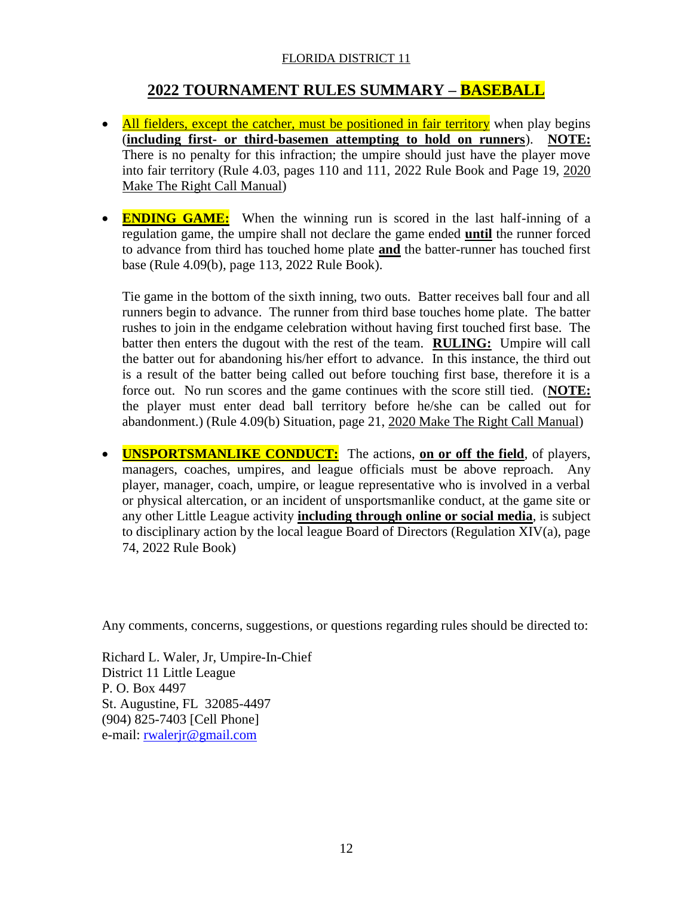FLORIDA DISTRICT 11

## 2022 TOURNAMENT RULES SUMMARY – BASEBALL

- All fielders, except the catcher, must be positioned in fair territory when play begins (**including first- or third-basemen attempting to hold on runners**). **NOTE:** There is no penalty for this infraction; the umpire should just have the player move into fair territory (Rule 4.03, pages 110 and 111, 2022 Rule Book and Page 19, 2020 Make The Right Call Manual)

- **ENDING GAME:** When the winning run is scored in the last half-inning of a regulation game, the umpire shall not declare the game ended **until** the runner forced to advance from third has touched home plate **and** the batter-runner has touched first base (Rule 4.09(b), page 113, 2022 Rule Book).

  Tie game in the bottom of the sixth inning, two outs. Batter receives ball four and all runners begin to advance. The runner from third base touches home plate. The batter rushes to join in the endgame celebration without having first touched first base. The batter then enters the dugout with the rest of the team. **RULING:** Umpire will call the batter out for abandoning his/her effort to advance. In this instance, the third out is a result of the batter being called out before touching first base, therefore it is a force out. No run scores and the game continues with the score still tied. (**NOTE:** the player must enter dead ball territory before he/she can be called out for abandonment.) (Rule 4.09(b) Situation, page 21, 2020 Make The Right Call Manual)

- **UNSPORTSMANLIKE CONDUCT:** The actions, **on or off the field**, of players, managers, coaches, umpires, and league officials must be above reproach. Any player, manager, coach, umpire, or league representative who is involved in a verbal or physical altercation, or an incident of unsportsmanlike conduct, at the game site or any other Little League activity **including through online or social media**, is subject to disciplinary action by the local league Board of Directors (Regulation XIV(a), page 74, 2022 Rule Book)

Any comments, concerns, suggestions, or questions regarding rules should be directed to:

Richard L. Waler, Jr, Umpire-In-Chief  
District 11 Little League  
P. O. Box 4497  
St. Augustine, FL 32085-4497  
(904) 825-7403 [Cell Phone]  
e-mail: rwalerjr@gmail.com